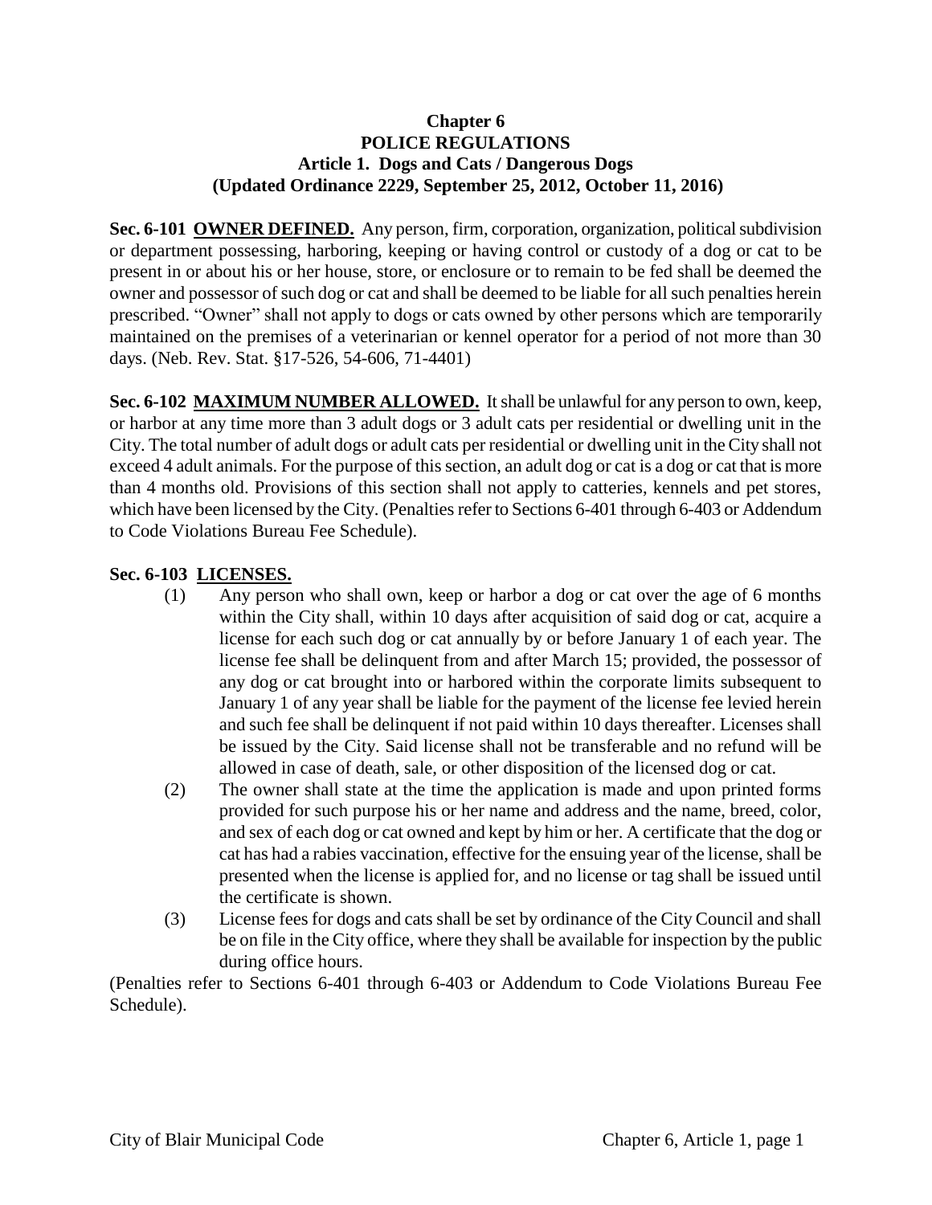# Chapter 6
# POLICE REGULATIONS
## Article 1. Dogs and Cats / Dangerous Dogs
### (Updated Ordinance 2229, September 25, 2012, October 11, 2016)

**Sec. 6-101 OWNER DEFINED.** Any person, firm, corporation, organization, political subdivision or department possessing, harboring, keeping or having control or custody of a dog or cat to be present in or about his or her house, store, or enclosure or to remain to be fed shall be deemed the owner and possessor of such dog or cat and shall be deemed to be liable for all such penalties herein prescribed. "Owner" shall not apply to dogs or cats owned by other persons which are temporarily maintained on the premises of a veterinarian or kennel operator for a period of not more than 30 days. (Neb. Rev. Stat. §17-526, 54-606, 71-4401)

**Sec. 6-102 MAXIMUM NUMBER ALLOWED.** It shall be unlawful for any person to own, keep, or harbor at any time more than 3 adult dogs or 3 adult cats per residential or dwelling unit in the City. The total number of adult dogs or adult cats per residential or dwelling unit in the City shall not exceed 4 adult animals. For the purpose of this section, an adult dog or cat is a dog or cat that is more than 4 months old. Provisions of this section shall not apply to catteries, kennels and pet stores, which have been licensed by the City. (Penalties refer to Sections 6-401 through 6-403 or Addendum to Code Violations Bureau Fee Schedule).

**Sec. 6-103 LICENSES.**

(1) Any person who shall own, keep or harbor a dog or cat over the age of 6 months within the City shall, within 10 days after acquisition of said dog or cat, acquire a license for each such dog or cat annually by or before January 1 of each year. The license fee shall be delinquent from and after March 15; provided, the possessor of any dog or cat brought into or harbored within the corporate limits subsequent to January 1 of any year shall be liable for the payment of the license fee levied herein and such fee shall be delinquent if not paid within 10 days thereafter. Licenses shall be issued by the City. Said license shall not be transferable and no refund will be allowed in case of death, sale, or other disposition of the licensed dog or cat.

(2) The owner shall state at the time the application is made and upon printed forms provided for such purpose his or her name and address and the name, breed, color, and sex of each dog or cat owned and kept by him or her. A certificate that the dog or cat has had a rabies vaccination, effective for the ensuing year of the license, shall be presented when the license is applied for, and no license or tag shall be issued until the certificate is shown.

(3) License fees for dogs and cats shall be set by ordinance of the City Council and shall be on file in the City office, where they shall be available for inspection by the public during office hours.

(Penalties refer to Sections 6-401 through 6-403 or Addendum to Code Violations Bureau Fee Schedule).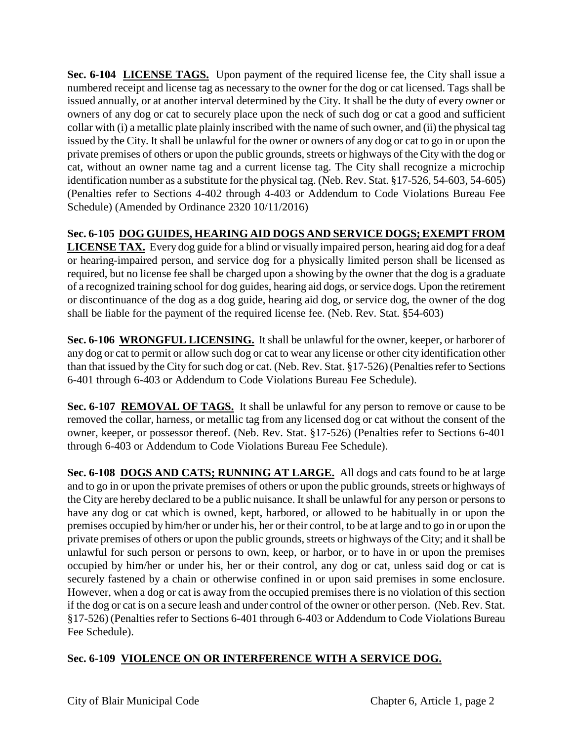**Sec. 6-104 <u>LICENSE TAGS.</u>** Upon payment of the required license fee, the City shall issue a numbered receipt and license tag as necessary to the owner for the dog or cat licensed. Tags shall be issued annually, or at another interval determined by the City. It shall be the duty of every owner or owners of any dog or cat to securely place upon the neck of such dog or cat a good and sufficient collar with (i) a metallic plate plainly inscribed with the name of such owner, and (ii) the physical tag issued by the City. It shall be unlawful for the owner or owners of any dog or cat to go in or upon the private premises of others or upon the public grounds, streets or highways of the City with the dog or cat, without an owner name tag and a current license tag. The City shall recognize a microchip identification number as a substitute for the physical tag. (Neb. Rev. Stat. §17-526, 54-603, 54-605) (Penalties refer to Sections 4-402 through 4-403 or Addendum to Code Violations Bureau Fee Schedule) (Amended by Ordinance 2320 10/11/2016)

**Sec. 6-105 <u>DOG GUIDES, HEARING AID DOGS AND SERVICE DOGS; EXEMPT FROM LICENSE TAX.</u>** Every dog guide for a blind or visually impaired person, hearing aid dog for a deaf or hearing-impaired person, and service dog for a physically limited person shall be licensed as required, but no license fee shall be charged upon a showing by the owner that the dog is a graduate of a recognized training school for dog guides, hearing aid dogs, or service dogs. Upon the retirement or discontinuance of the dog as a dog guide, hearing aid dog, or service dog, the owner of the dog shall be liable for the payment of the required license fee. (Neb. Rev. Stat. §54-603)

**Sec. 6-106 <u>WRONGFUL LICENSING.</u>** It shall be unlawful for the owner, keeper, or harborer of any dog or cat to permit or allow such dog or cat to wear any license or other city identification other than that issued by the City for such dog or cat. (Neb. Rev. Stat. §17-526) (Penalties refer to Sections 6-401 through 6-403 or Addendum to Code Violations Bureau Fee Schedule).

**Sec. 6-107 <u>REMOVAL OF TAGS.</u>** It shall be unlawful for any person to remove or cause to be removed the collar, harness, or metallic tag from any licensed dog or cat without the consent of the owner, keeper, or possessor thereof. (Neb. Rev. Stat. §17-526) (Penalties refer to Sections 6-401 through 6-403 or Addendum to Code Violations Bureau Fee Schedule).

**Sec. 6-108 <u>DOGS AND CATS; RUNNING AT LARGE.</u>** All dogs and cats found to be at large and to go in or upon the private premises of others or upon the public grounds, streets or highways of the City are hereby declared to be a public nuisance. It shall be unlawful for any person or persons to have any dog or cat which is owned, kept, harbored, or allowed to be habitually in or upon the premises occupied by him/her or under his, her or their control, to be at large and to go in or upon the private premises of others or upon the public grounds, streets or highways of the City; and it shall be unlawful for such person or persons to own, keep, or harbor, or to have in or upon the premises occupied by him/her or under his, her or their control, any dog or cat, unless said dog or cat is securely fastened by a chain or otherwise confined in or upon said premises in some enclosure. However, when a dog or cat is away from the occupied premises there is no violation of this section if the dog or cat is on a secure leash and under control of the owner or other person. (Neb. Rev. Stat. §17-526) (Penalties refer to Sections 6-401 through 6-403 or Addendum to Code Violations Bureau Fee Schedule).

**Sec. 6-109 <u>VIOLENCE ON OR INTERFERENCE WITH A SERVICE DOG.</u>**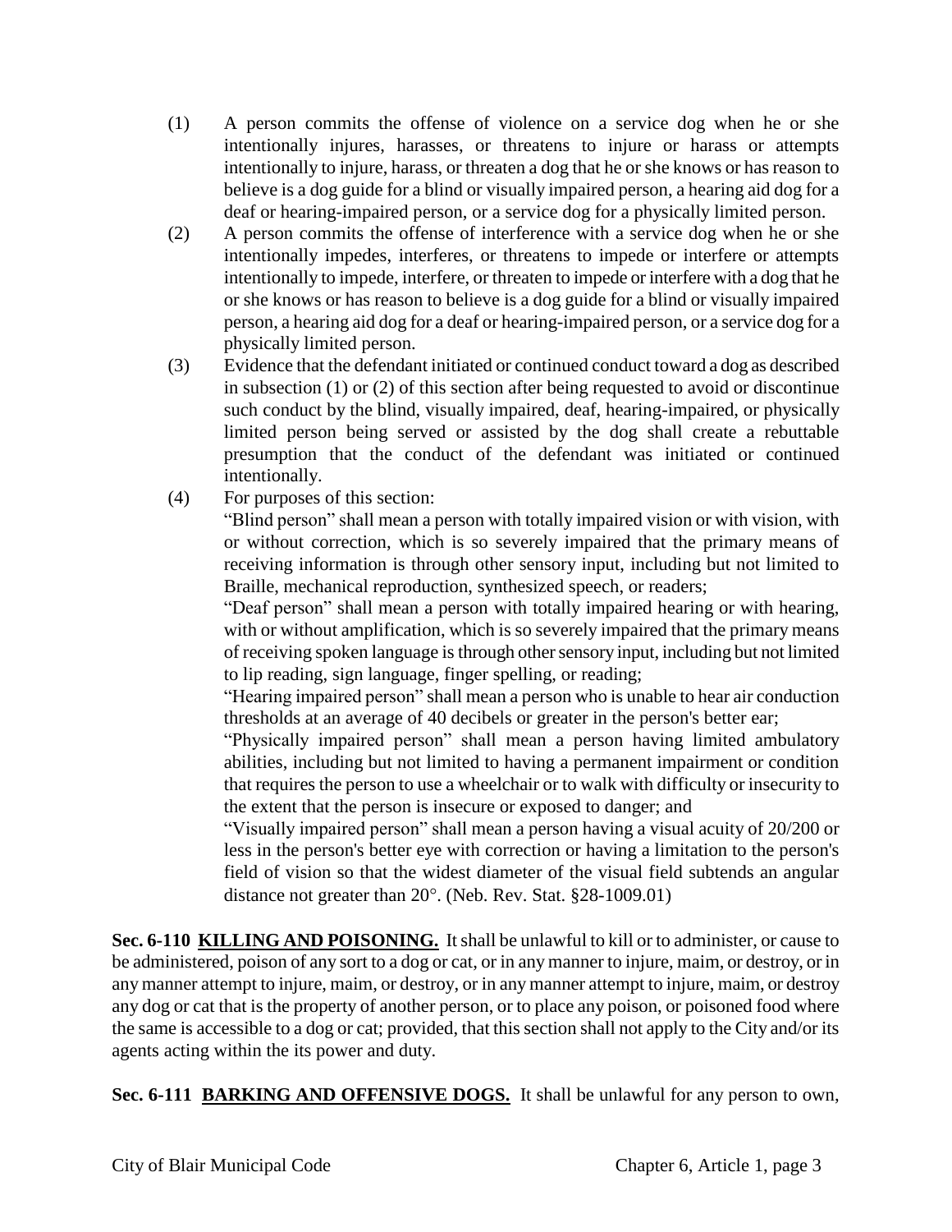(1) A person commits the offense of violence on a service dog when he or she intentionally injures, harasses, or threatens to injure or harass or attempts intentionally to injure, harass, or threaten a dog that he or she knows or has reason to believe is a dog guide for a blind or visually impaired person, a hearing aid dog for a deaf or hearing-impaired person, or a service dog for a physically limited person.

(2) A person commits the offense of interference with a service dog when he or she intentionally impedes, interferes, or threatens to impede or interfere or attempts intentionally to impede, interfere, or threaten to impede or interfere with a dog that he or she knows or has reason to believe is a dog guide for a blind or visually impaired person, a hearing aid dog for a deaf or hearing-impaired person, or a service dog for a physically limited person.

(3) Evidence that the defendant initiated or continued conduct toward a dog as described in subsection (1) or (2) of this section after being requested to avoid or discontinue such conduct by the blind, visually impaired, deaf, hearing-impaired, or physically limited person being served or assisted by the dog shall create a rebuttable presumption that the conduct of the defendant was initiated or continued intentionally.

(4) For purposes of this section:

"Blind person" shall mean a person with totally impaired vision or with vision, with or without correction, which is so severely impaired that the primary means of receiving information is through other sensory input, including but not limited to Braille, mechanical reproduction, synthesized speech, or readers;

"Deaf person" shall mean a person with totally impaired hearing or with hearing, with or without amplification, which is so severely impaired that the primary means of receiving spoken language is through other sensory input, including but not limited to lip reading, sign language, finger spelling, or reading;

"Hearing impaired person" shall mean a person who is unable to hear air conduction thresholds at an average of 40 decibels or greater in the person's better ear;

"Physically impaired person" shall mean a person having limited ambulatory abilities, including but not limited to having a permanent impairment or condition that requires the person to use a wheelchair or to walk with difficulty or insecurity to the extent that the person is insecure or exposed to danger; and

"Visually impaired person" shall mean a person having a visual acuity of 20/200 or less in the person's better eye with correction or having a limitation to the person's field of vision so that the widest diameter of the visual field subtends an angular distance not greater than 20°. (Neb. Rev. Stat. §28-1009.01)

**Sec. 6-110 KILLING AND POISONING.** It shall be unlawful to kill or to administer, or cause to be administered, poison of any sort to a dog or cat, or in any manner to injure, maim, or destroy, or in any manner attempt to injure, maim, or destroy, or in any manner attempt to injure, maim, or destroy any dog or cat that is the property of another person, or to place any poison, or poisoned food where the same is accessible to a dog or cat; provided, that this section shall not apply to the City and/or its agents acting within the its power and duty.

**Sec. 6-111 BARKING AND OFFENSIVE DOGS.** It shall be unlawful for any person to own,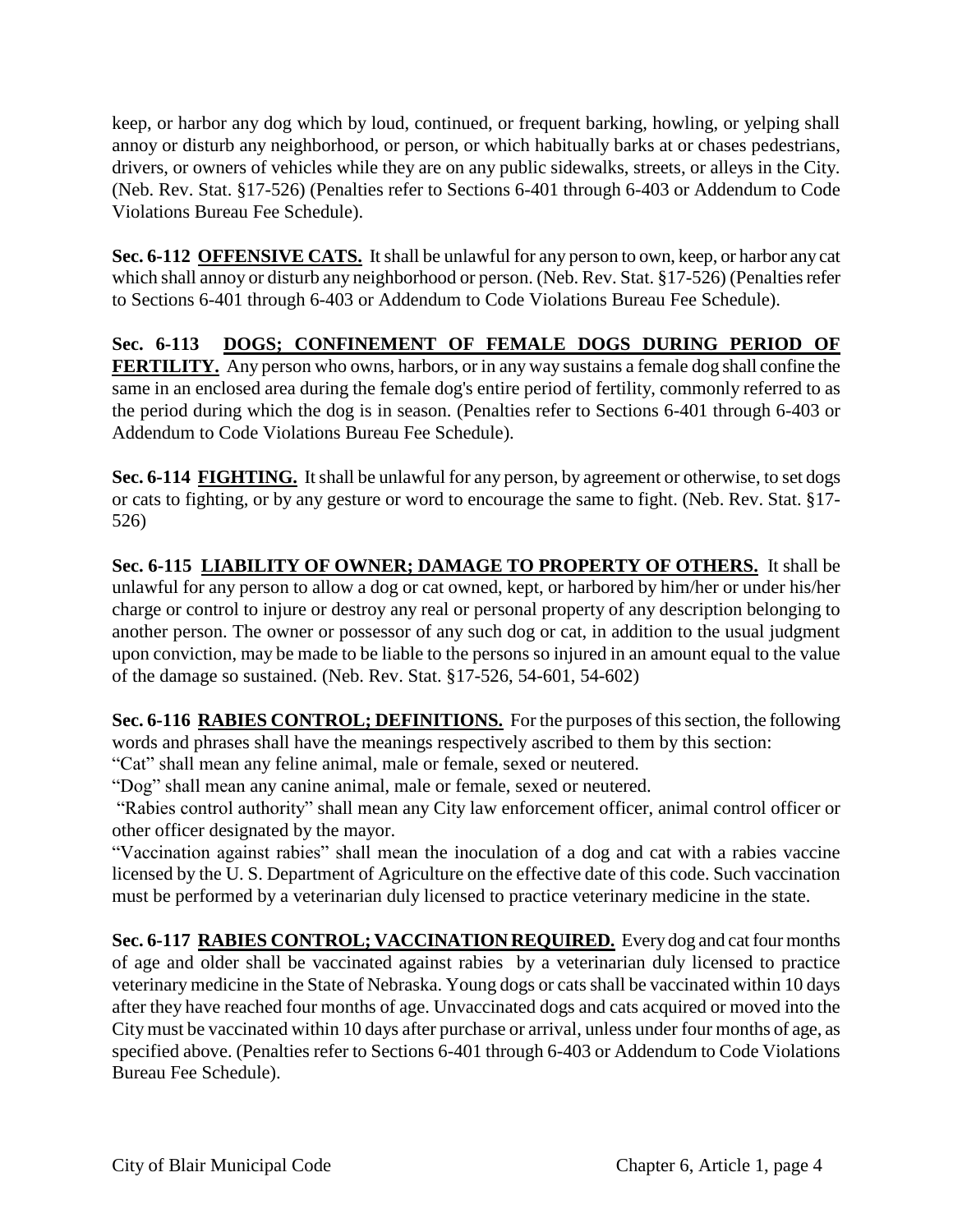keep, or harbor any dog which by loud, continued, or frequent barking, howling, or yelping shall annoy or disturb any neighborhood, or person, or which habitually barks at or chases pedestrians, drivers, or owners of vehicles while they are on any public sidewalks, streets, or alleys in the City. (Neb. Rev. Stat. §17-526) (Penalties refer to Sections 6-401 through 6-403 or Addendum to Code Violations Bureau Fee Schedule).

**Sec. 6-112 OFFENSIVE CATS.** It shall be unlawful for any person to own, keep, or harbor any cat which shall annoy or disturb any neighborhood or person. (Neb. Rev. Stat. §17-526) (Penalties refer to Sections 6-401 through 6-403 or Addendum to Code Violations Bureau Fee Schedule).

**Sec. 6-113 DOGS; CONFINEMENT OF FEMALE DOGS DURING PERIOD OF FERTILITY.** Any person who owns, harbors, or in any way sustains a female dog shall confine the same in an enclosed area during the female dog's entire period of fertility, commonly referred to as the period during which the dog is in season. (Penalties refer to Sections 6-401 through 6-403 or Addendum to Code Violations Bureau Fee Schedule).

**Sec. 6-114 FIGHTING.** It shall be unlawful for any person, by agreement or otherwise, to set dogs or cats to fighting, or by any gesture or word to encourage the same to fight. (Neb. Rev. Stat. §17-526)

**Sec. 6-115 LIABILITY OF OWNER; DAMAGE TO PROPERTY OF OTHERS.** It shall be unlawful for any person to allow a dog or cat owned, kept, or harbored by him/her or under his/her charge or control to injure or destroy any real or personal property of any description belonging to another person. The owner or possessor of any such dog or cat, in addition to the usual judgment upon conviction, may be made to be liable to the persons so injured in an amount equal to the value of the damage so sustained. (Neb. Rev. Stat. §17-526, 54-601, 54-602)

**Sec. 6-116 RABIES CONTROL; DEFINITIONS.** For the purposes of this section, the following words and phrases shall have the meanings respectively ascribed to them by this section:

"Cat" shall mean any feline animal, male or female, sexed or neutered.

"Dog" shall mean any canine animal, male or female, sexed or neutered.

"Rabies control authority" shall mean any City law enforcement officer, animal control officer or other officer designated by the mayor.

"Vaccination against rabies" shall mean the inoculation of a dog and cat with a rabies vaccine licensed by the U. S. Department of Agriculture on the effective date of this code. Such vaccination must be performed by a veterinarian duly licensed to practice veterinary medicine in the state.

**Sec. 6-117 RABIES CONTROL; VACCINATION REQUIRED.** Every dog and cat four months of age and older shall be vaccinated against rabies by a veterinarian duly licensed to practice veterinary medicine in the State of Nebraska. Young dogs or cats shall be vaccinated within 10 days after they have reached four months of age. Unvaccinated dogs and cats acquired or moved into the City must be vaccinated within 10 days after purchase or arrival, unless under four months of age, as specified above. (Penalties refer to Sections 6-401 through 6-403 or Addendum to Code Violations Bureau Fee Schedule).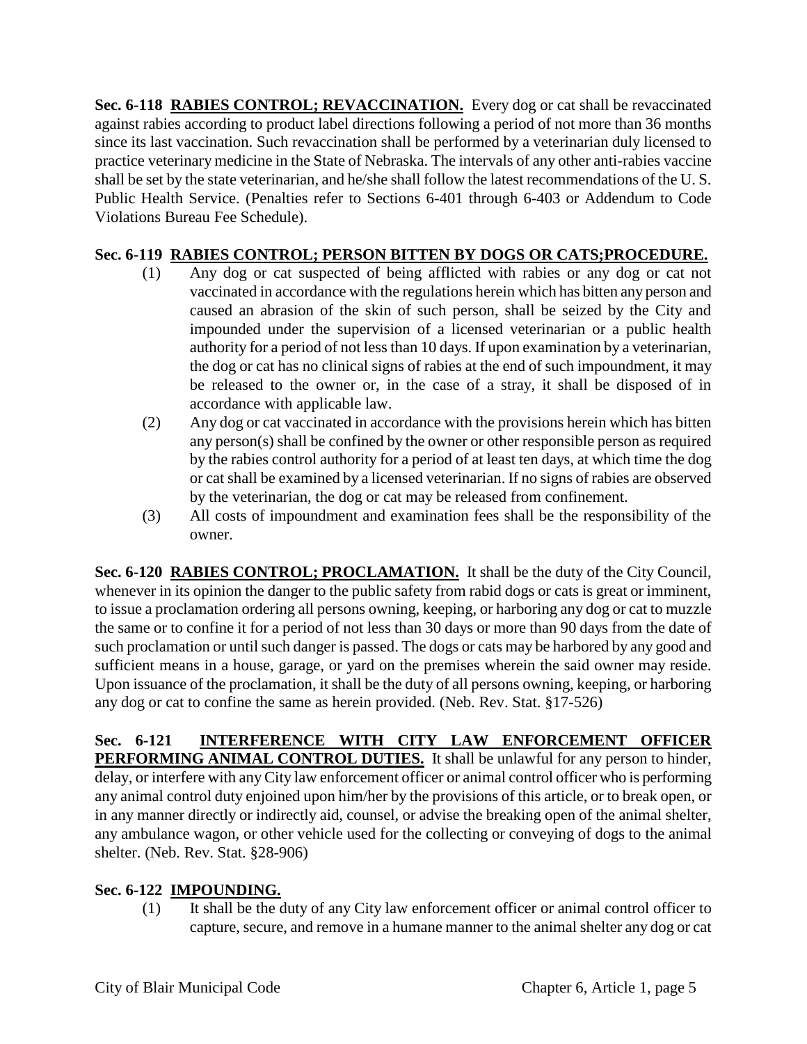**Sec. 6-118 RABIES CONTROL; REVACCINATION.** Every dog or cat shall be revaccinated against rabies according to product label directions following a period of not more than 36 months since its last vaccination. Such revaccination shall be performed by a veterinarian duly licensed to practice veterinary medicine in the State of Nebraska. The intervals of any other anti-rabies vaccine shall be set by the state veterinarian, and he/she shall follow the latest recommendations of the U. S. Public Health Service. (Penalties refer to Sections 6-401 through 6-403 or Addendum to Code Violations Bureau Fee Schedule).

**Sec. 6-119 RABIES CONTROL; PERSON BITTEN BY DOGS OR CATS;PROCEDURE.**

(1) Any dog or cat suspected of being afflicted with rabies or any dog or cat not vaccinated in accordance with the regulations herein which has bitten any person and caused an abrasion of the skin of such person, shall be seized by the City and impounded under the supervision of a licensed veterinarian or a public health authority for a period of not less than 10 days. If upon examination by a veterinarian, the dog or cat has no clinical signs of rabies at the end of such impoundment, it may be released to the owner or, in the case of a stray, it shall be disposed of in accordance with applicable law.

(2) Any dog or cat vaccinated in accordance with the provisions herein which has bitten any person(s) shall be confined by the owner or other responsible person as required by the rabies control authority for a period of at least ten days, at which time the dog or cat shall be examined by a licensed veterinarian. If no signs of rabies are observed by the veterinarian, the dog or cat may be released from confinement.

(3) All costs of impoundment and examination fees shall be the responsibility of the owner.

**Sec. 6-120 RABIES CONTROL; PROCLAMATION.** It shall be the duty of the City Council, whenever in its opinion the danger to the public safety from rabid dogs or cats is great or imminent, to issue a proclamation ordering all persons owning, keeping, or harboring any dog or cat to muzzle the same or to confine it for a period of not less than 30 days or more than 90 days from the date of such proclamation or until such danger is passed. The dogs or cats may be harbored by any good and sufficient means in a house, garage, or yard on the premises wherein the said owner may reside. Upon issuance of the proclamation, it shall be the duty of all persons owning, keeping, or harboring any dog or cat to confine the same as herein provided. (Neb. Rev. Stat. §17-526)

**Sec. 6-121 INTERFERENCE WITH CITY LAW ENFORCEMENT OFFICER PERFORMING ANIMAL CONTROL DUTIES.** It shall be unlawful for any person to hinder, delay, or interfere with any City law enforcement officer or animal control officer who is performing any animal control duty enjoined upon him/her by the provisions of this article, or to break open, or in any manner directly or indirectly aid, counsel, or advise the breaking open of the animal shelter, any ambulance wagon, or other vehicle used for the collecting or conveying of dogs to the animal shelter. (Neb. Rev. Stat. §28-906)

**Sec. 6-122 IMPOUNDING.**

(1) It shall be the duty of any City law enforcement officer or animal control officer to capture, secure, and remove in a humane manner to the animal shelter any dog or cat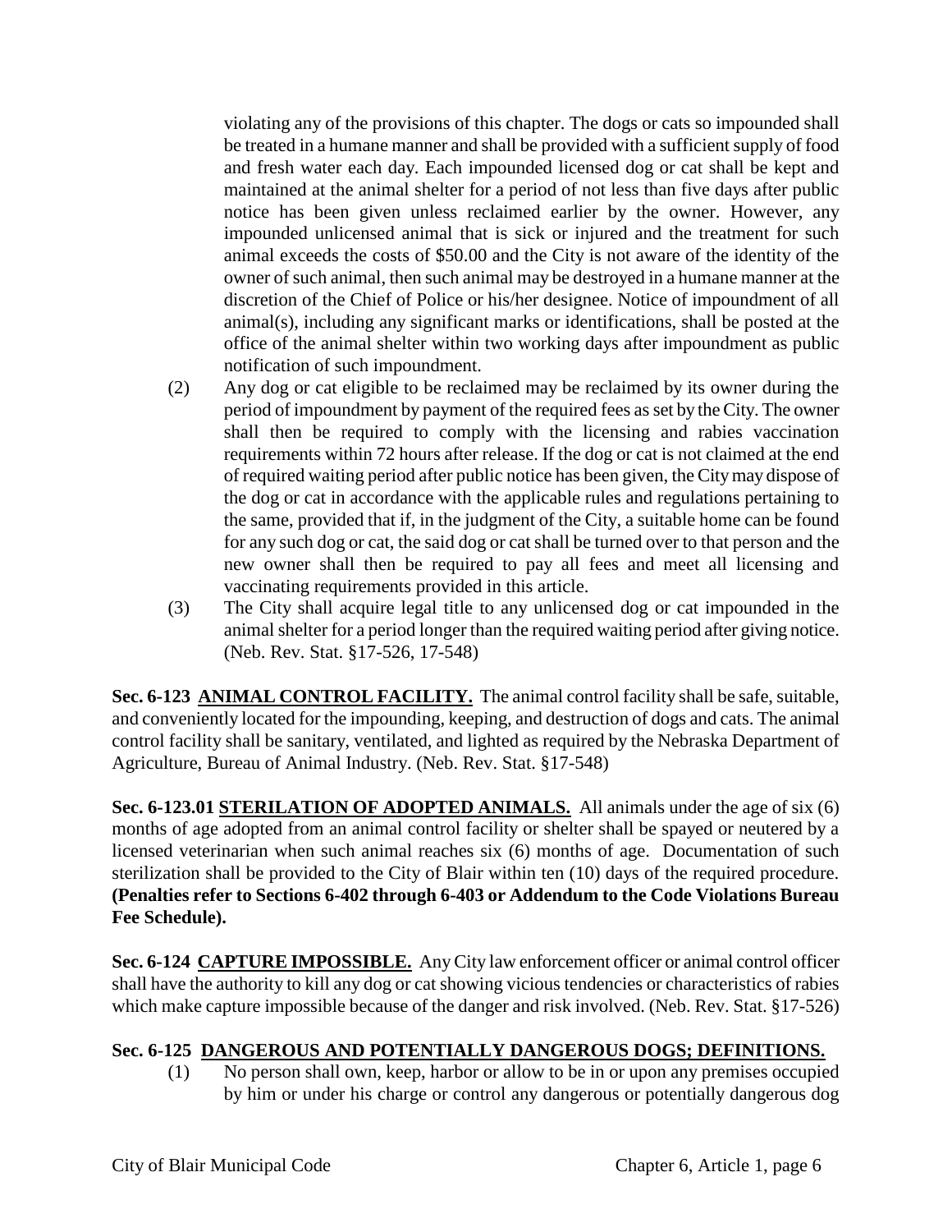violating any of the provisions of this chapter. The dogs or cats so impounded shall be treated in a humane manner and shall be provided with a sufficient supply of food and fresh water each day. Each impounded licensed dog or cat shall be kept and maintained at the animal shelter for a period of not less than five days after public notice has been given unless reclaimed earlier by the owner. However, any impounded unlicensed animal that is sick or injured and the treatment for such animal exceeds the costs of $50.00 and the City is not aware of the identity of the owner of such animal, then such animal may be destroyed in a humane manner at the discretion of the Chief of Police or his/her designee. Notice of impoundment of all animal(s), including any significant marks or identifications, shall be posted at the office of the animal shelter within two working days after impoundment as public notification of such impoundment.

(2) Any dog or cat eligible to be reclaimed may be reclaimed by its owner during the period of impoundment by payment of the required fees as set by the City. The owner shall then be required to comply with the licensing and rabies vaccination requirements within 72 hours after release. If the dog or cat is not claimed at the end of required waiting period after public notice has been given, the City may dispose of the dog or cat in accordance with the applicable rules and regulations pertaining to the same, provided that if, in the judgment of the City, a suitable home can be found for any such dog or cat, the said dog or cat shall be turned over to that person and the new owner shall then be required to pay all fees and meet all licensing and vaccinating requirements provided in this article.

(3) The City shall acquire legal title to any unlicensed dog or cat impounded in the animal shelter for a period longer than the required waiting period after giving notice. (Neb. Rev. Stat. §17-526, 17-548)

**Sec. 6-123 ANIMAL CONTROL FACILITY.** The animal control facility shall be safe, suitable, and conveniently located for the impounding, keeping, and destruction of dogs and cats. The animal control facility shall be sanitary, ventilated, and lighted as required by the Nebraska Department of Agriculture, Bureau of Animal Industry. (Neb. Rev. Stat. §17-548)

**Sec. 6-123.01 STERILATION OF ADOPTED ANIMALS.** All animals under the age of six (6) months of age adopted from an animal control facility or shelter shall be spayed or neutered by a licensed veterinarian when such animal reaches six (6) months of age. Documentation of such sterilization shall be provided to the City of Blair within ten (10) days of the required procedure. **(Penalties refer to Sections 6-402 through 6-403 or Addendum to the Code Violations Bureau Fee Schedule).**

**Sec. 6-124 CAPTURE IMPOSSIBLE.** Any City law enforcement officer or animal control officer shall have the authority to kill any dog or cat showing vicious tendencies or characteristics of rabies which make capture impossible because of the danger and risk involved. (Neb. Rev. Stat. §17-526)

**Sec. 6-125 DANGEROUS AND POTENTIALLY DANGEROUS DOGS; DEFINITIONS.**

(1) No person shall own, keep, harbor or allow to be in or upon any premises occupied by him or under his charge or control any dangerous or potentially dangerous dog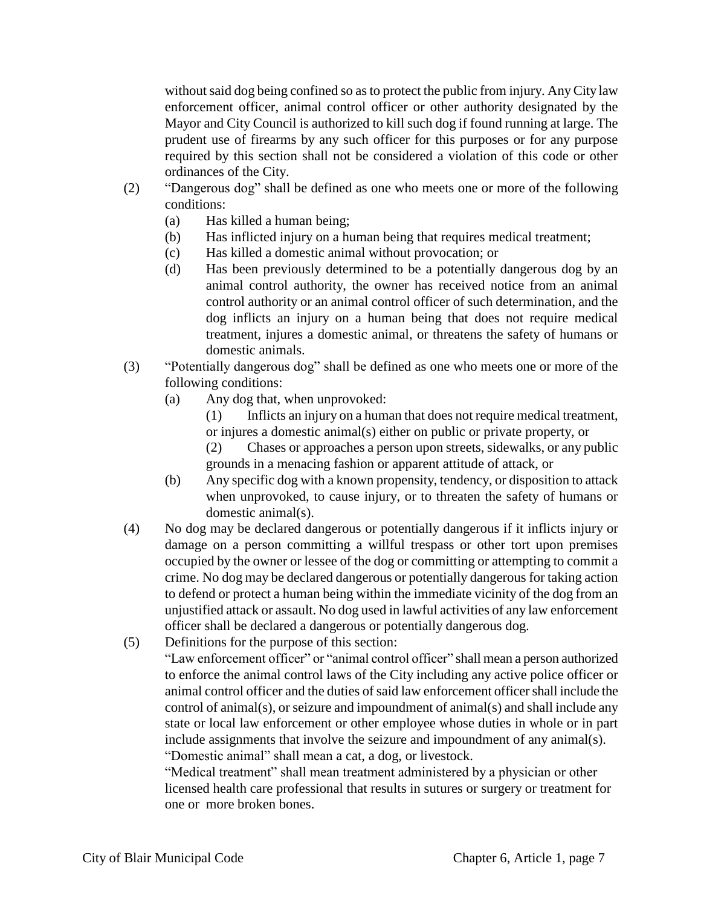without said dog being confined so as to protect the public from injury. Any City law enforcement officer, animal control officer or other authority designated by the Mayor and City Council is authorized to kill such dog if found running at large. The prudent use of firearms by any such officer for this purposes or for any purpose required by this section shall not be considered a violation of this code or other ordinances of the City.

(2) "Dangerous dog" shall be defined as one who meets one or more of the following conditions:

   (a) Has killed a human being;

   (b) Has inflicted injury on a human being that requires medical treatment;

   (c) Has killed a domestic animal without provocation; or

   (d) Has been previously determined to be a potentially dangerous dog by an animal control authority, the owner has received notice from an animal control authority or an animal control officer of such determination, and the dog inflicts an injury on a human being that does not require medical treatment, injures a domestic animal, or threatens the safety of humans or domestic animals.

(3) "Potentially dangerous dog" shall be defined as one who meets one or more of the following conditions:

   (a) Any dog that, when unprovoked:

      (1) Inflicts an injury on a human that does not require medical treatment, or injures a domestic animal(s) either on public or private property, or

      (2) Chases or approaches a person upon streets, sidewalks, or any public grounds in a menacing fashion or apparent attitude of attack, or

   (b) Any specific dog with a known propensity, tendency, or disposition to attack when unprovoked, to cause injury, or to threaten the safety of humans or domestic animal(s).

(4) No dog may be declared dangerous or potentially dangerous if it inflicts injury or damage on a person committing a willful trespass or other tort upon premises occupied by the owner or lessee of the dog or committing or attempting to commit a crime. No dog may be declared dangerous or potentially dangerous for taking action to defend or protect a human being within the immediate vicinity of the dog from an unjustified attack or assault. No dog used in lawful activities of any law enforcement officer shall be declared a dangerous or potentially dangerous dog.

(5) Definitions for the purpose of this section:

   "Law enforcement officer" or "animal control officer" shall mean a person authorized to enforce the animal control laws of the City including any active police officer or animal control officer and the duties of said law enforcement officer shall include the control of animal(s), or seizure and impoundment of animal(s) and shall include any state or local law enforcement or other employee whose duties in whole or in part include assignments that involve the seizure and impoundment of any animal(s).

   "Domestic animal" shall mean a cat, a dog, or livestock.

   "Medical treatment" shall mean treatment administered by a physician or other licensed health care professional that results in sutures or surgery or treatment for one or more broken bones.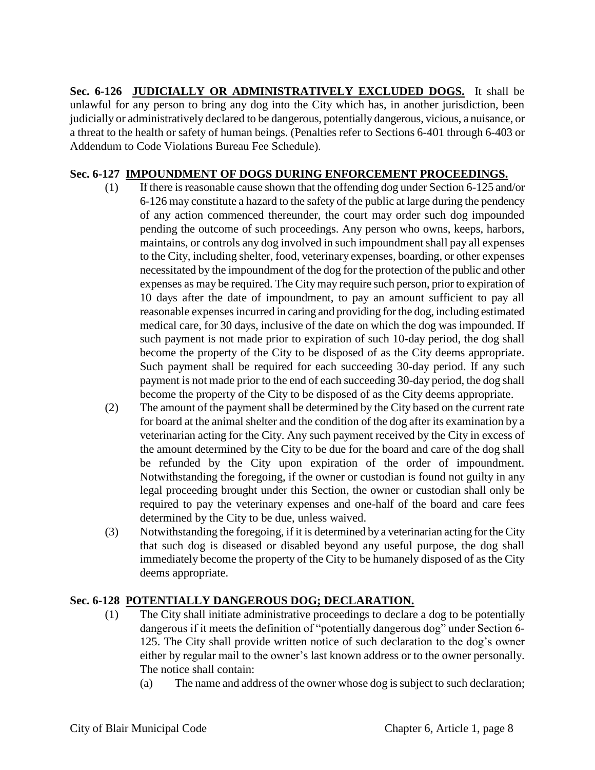**Sec. 6-126 JUDICIALLY OR ADMINISTRATIVELY EXCLUDED DOGS.** It shall be unlawful for any person to bring any dog into the City which has, in another jurisdiction, been judicially or administratively declared to be dangerous, potentially dangerous, vicious, a nuisance, or a threat to the health or safety of human beings. (Penalties refer to Sections 6-401 through 6-403 or Addendum to Code Violations Bureau Fee Schedule).

**Sec. 6-127 IMPOUNDMENT OF DOGS DURING ENFORCEMENT PROCEEDINGS.**

(1) If there is reasonable cause shown that the offending dog under Section 6-125 and/or 6-126 may constitute a hazard to the safety of the public at large during the pendency of any action commenced thereunder, the court may order such dog impounded pending the outcome of such proceedings. Any person who owns, keeps, harbors, maintains, or controls any dog involved in such impoundment shall pay all expenses to the City, including shelter, food, veterinary expenses, boarding, or other expenses necessitated by the impoundment of the dog for the protection of the public and other expenses as may be required. The City may require such person, prior to expiration of 10 days after the date of impoundment, to pay an amount sufficient to pay all reasonable expenses incurred in caring and providing for the dog, including estimated medical care, for 30 days, inclusive of the date on which the dog was impounded. If such payment is not made prior to expiration of such 10-day period, the dog shall become the property of the City to be disposed of as the City deems appropriate. Such payment shall be required for each succeeding 30-day period. If any such payment is not made prior to the end of each succeeding 30-day period, the dog shall become the property of the City to be disposed of as the City deems appropriate.

(2) The amount of the payment shall be determined by the City based on the current rate for board at the animal shelter and the condition of the dog after its examination by a veterinarian acting for the City. Any such payment received by the City in excess of the amount determined by the City to be due for the board and care of the dog shall be refunded by the City upon expiration of the order of impoundment. Notwithstanding the foregoing, if the owner or custodian is found not guilty in any legal proceeding brought under this Section, the owner or custodian shall only be required to pay the veterinary expenses and one-half of the board and care fees determined by the City to be due, unless waived.

(3) Notwithstanding the foregoing, if it is determined by a veterinarian acting for the City that such dog is diseased or disabled beyond any useful purpose, the dog shall immediately become the property of the City to be humanely disposed of as the City deems appropriate.

**Sec. 6-128 POTENTIALLY DANGEROUS DOG; DECLARATION.**

(1) The City shall initiate administrative proceedings to declare a dog to be potentially dangerous if it meets the definition of "potentially dangerous dog" under Section 6-125. The City shall provide written notice of such declaration to the dog's owner either by regular mail to the owner's last known address or to the owner personally. The notice shall contain:

(a) The name and address of the owner whose dog is subject to such declaration;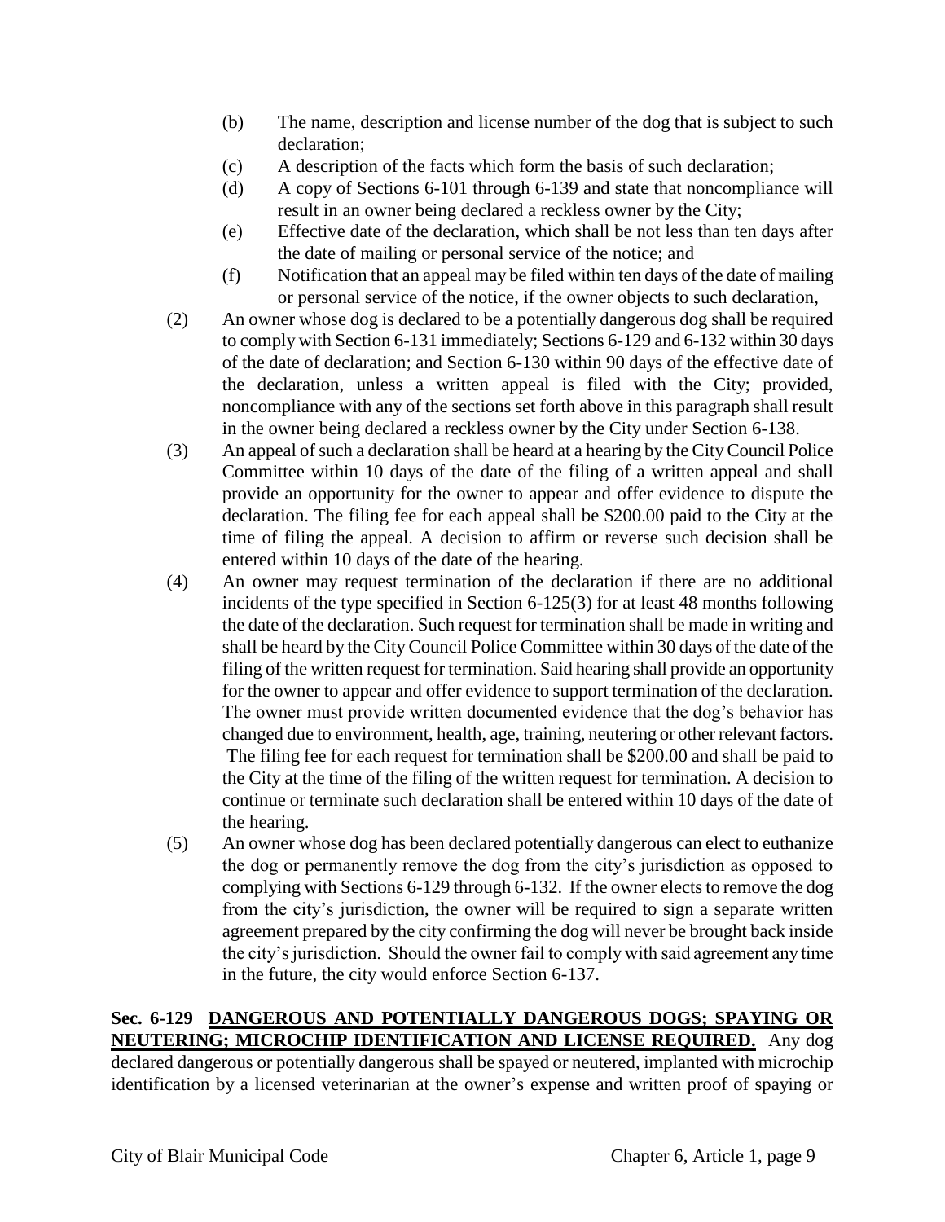(b) The name, description and license number of the dog that is subject to such declaration;

(c) A description of the facts which form the basis of such declaration;

(d) A copy of Sections 6-101 through 6-139 and state that noncompliance will result in an owner being declared a reckless owner by the City;

(e) Effective date of the declaration, which shall be not less than ten days after the date of mailing or personal service of the notice; and

(f) Notification that an appeal may be filed within ten days of the date of mailing or personal service of the notice, if the owner objects to such declaration,

(2) An owner whose dog is declared to be a potentially dangerous dog shall be required to comply with Section 6-131 immediately; Sections 6-129 and 6-132 within 30 days of the date of declaration; and Section 6-130 within 90 days of the effective date of the declaration, unless a written appeal is filed with the City; provided, noncompliance with any of the sections set forth above in this paragraph shall result in the owner being declared a reckless owner by the City under Section 6-138.

(3) An appeal of such a declaration shall be heard at a hearing by the City Council Police Committee within 10 days of the date of the filing of a written appeal and shall provide an opportunity for the owner to appear and offer evidence to dispute the declaration. The filing fee for each appeal shall be $200.00 paid to the City at the time of filing the appeal. A decision to affirm or reverse such decision shall be entered within 10 days of the date of the hearing.

(4) An owner may request termination of the declaration if there are no additional incidents of the type specified in Section 6-125(3) for at least 48 months following the date of the declaration. Such request for termination shall be made in writing and shall be heard by the City Council Police Committee within 30 days of the date of the filing of the written request for termination. Said hearing shall provide an opportunity for the owner to appear and offer evidence to support termination of the declaration. The owner must provide written documented evidence that the dog's behavior has changed due to environment, health, age, training, neutering or other relevant factors. The filing fee for each request for termination shall be $200.00 and shall be paid to the City at the time of the filing of the written request for termination. A decision to continue or terminate such declaration shall be entered within 10 days of the date of the hearing.

(5) An owner whose dog has been declared potentially dangerous can elect to euthanize the dog or permanently remove the dog from the city's jurisdiction as opposed to complying with Sections 6-129 through 6-132. If the owner elects to remove the dog from the city's jurisdiction, the owner will be required to sign a separate written agreement prepared by the city confirming the dog will never be brought back inside the city's jurisdiction. Should the owner fail to comply with said agreement any time in the future, the city would enforce Section 6-137.

**Sec. 6-129 <u>DANGEROUS AND POTENTIALLY DANGEROUS DOGS; SPAYING OR NEUTERING; MICROCHIP IDENTIFICATION AND LICENSE REQUIRED.</u>** Any dog declared dangerous or potentially dangerous shall be spayed or neutered, implanted with microchip identification by a licensed veterinarian at the owner's expense and written proof of spaying or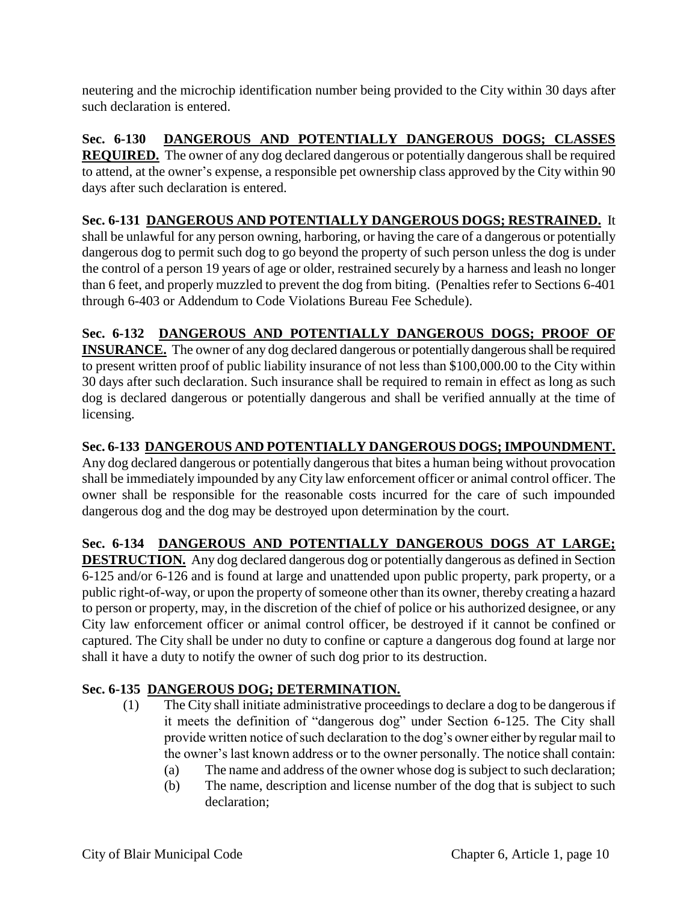neutering and the microchip identification number being provided to the City within 30 days after such declaration is entered.

**Sec. 6-130 DANGEROUS AND POTENTIALLY DANGEROUS DOGS; CLASSES REQUIRED.** The owner of any dog declared dangerous or potentially dangerous shall be required to attend, at the owner's expense, a responsible pet ownership class approved by the City within 90 days after such declaration is entered.

**Sec. 6-131 DANGEROUS AND POTENTIALLY DANGEROUS DOGS; RESTRAINED.** It shall be unlawful for any person owning, harboring, or having the care of a dangerous or potentially dangerous dog to permit such dog to go beyond the property of such person unless the dog is under the control of a person 19 years of age or older, restrained securely by a harness and leash no longer than 6 feet, and properly muzzled to prevent the dog from biting. (Penalties refer to Sections 6-401 through 6-403 or Addendum to Code Violations Bureau Fee Schedule).

**Sec. 6-132 DANGEROUS AND POTENTIALLY DANGEROUS DOGS; PROOF OF INSURANCE.** The owner of any dog declared dangerous or potentially dangerous shall be required to present written proof of public liability insurance of not less than $100,000.00 to the City within 30 days after such declaration. Such insurance shall be required to remain in effect as long as such dog is declared dangerous or potentially dangerous and shall be verified annually at the time of licensing.

**Sec. 6-133 DANGEROUS AND POTENTIALLY DANGEROUS DOGS; IMPOUNDMENT.** Any dog declared dangerous or potentially dangerous that bites a human being without provocation shall be immediately impounded by any City law enforcement officer or animal control officer. The owner shall be responsible for the reasonable costs incurred for the care of such impounded dangerous dog and the dog may be destroyed upon determination by the court.

**Sec. 6-134 DANGEROUS AND POTENTIALLY DANGEROUS DOGS AT LARGE; DESTRUCTION.** Any dog declared dangerous dog or potentially dangerous as defined in Section 6-125 and/or 6-126 and is found at large and unattended upon public property, park property, or a public right-of-way, or upon the property of someone other than its owner, thereby creating a hazard to person or property, may, in the discretion of the chief of police or his authorized designee, or any City law enforcement officer or animal control officer, be destroyed if it cannot be confined or captured. The City shall be under no duty to confine or capture a dangerous dog found at large nor shall it have a duty to notify the owner of such dog prior to its destruction.

**Sec. 6-135 DANGEROUS DOG; DETERMINATION.**

(1) The City shall initiate administrative proceedings to declare a dog to be dangerous if it meets the definition of "dangerous dog" under Section 6-125. The City shall provide written notice of such declaration to the dog's owner either by regular mail to the owner's last known address or to the owner personally. The notice shall contain:

(a) The name and address of the owner whose dog is subject to such declaration;

(b) The name, description and license number of the dog that is subject to such declaration;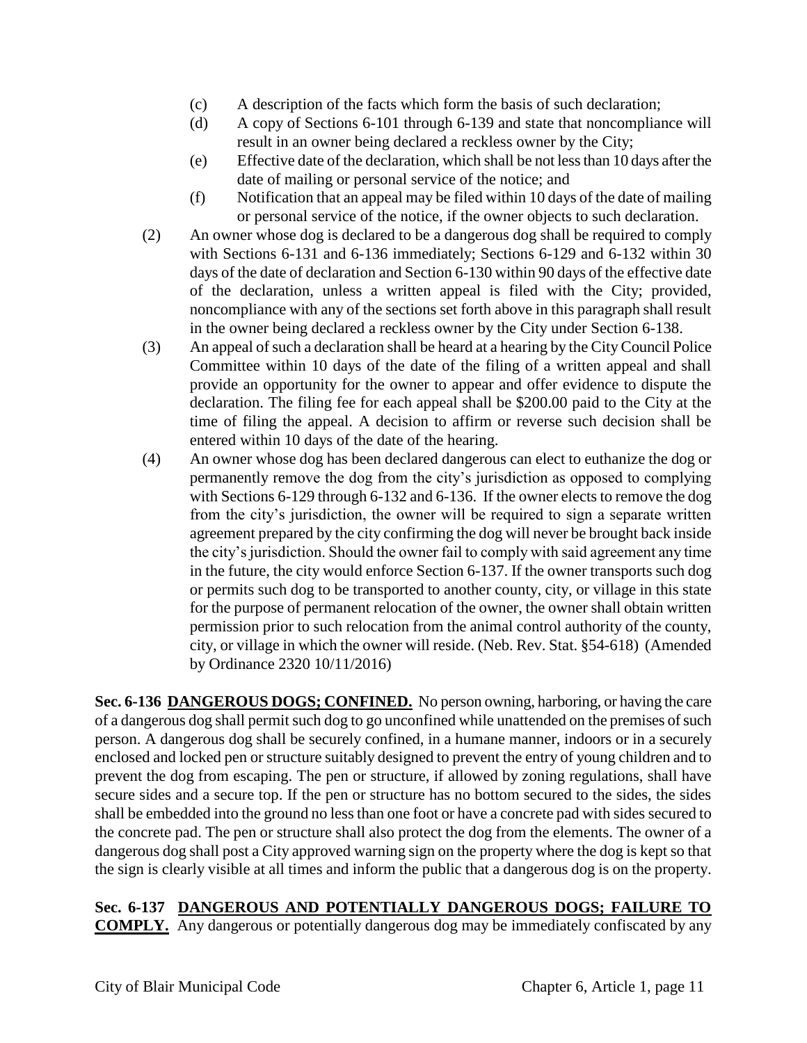(c) A description of the facts which form the basis of such declaration;
   (d) A copy of Sections 6-101 through 6-139 and state that noncompliance will result in an owner being declared a reckless owner by the City;
   (e) Effective date of the declaration, which shall be not less than 10 days after the date of mailing or personal service of the notice; and
   (f) Notification that an appeal may be filed within 10 days of the date of mailing or personal service of the notice, if the owner objects to such declaration.

(2) An owner whose dog is declared to be a dangerous dog shall be required to comply with Sections 6-131 and 6-136 immediately; Sections 6-129 and 6-132 within 30 days of the date of declaration and Section 6-130 within 90 days of the effective date of the declaration, unless a written appeal is filed with the City; provided, noncompliance with any of the sections set forth above in this paragraph shall result in the owner being declared a reckless owner by the City under Section 6-138.

(3) An appeal of such a declaration shall be heard at a hearing by the City Council Police Committee within 10 days of the date of the filing of a written appeal and shall provide an opportunity for the owner to appear and offer evidence to dispute the declaration. The filing fee for each appeal shall be $200.00 paid to the City at the time of filing the appeal. A decision to affirm or reverse such decision shall be entered within 10 days of the date of the hearing.

(4) An owner whose dog has been declared dangerous can elect to euthanize the dog or permanently remove the dog from the city's jurisdiction as opposed to complying with Sections 6-129 through 6-132 and 6-136. If the owner elects to remove the dog from the city's jurisdiction, the owner will be required to sign a separate written agreement prepared by the city confirming the dog will never be brought back inside the city's jurisdiction. Should the owner fail to comply with said agreement any time in the future, the city would enforce Section 6-137. If the owner transports such dog or permits such dog to be transported to another county, city, or village in this state for the purpose of permanent relocation of the owner, the owner shall obtain written permission prior to such relocation from the animal control authority of the county, city, or village in which the owner will reside. (Neb. Rev. Stat. §54-618) (Amended by Ordinance 2320 10/11/2016)

**Sec. 6-136 DANGEROUS DOGS; CONFINED.** No person owning, harboring, or having the care of a dangerous dog shall permit such dog to go unconfined while unattended on the premises of such person. A dangerous dog shall be securely confined, in a humane manner, indoors or in a securely enclosed and locked pen or structure suitably designed to prevent the entry of young children and to prevent the dog from escaping. The pen or structure, if allowed by zoning regulations, shall have secure sides and a secure top. If the pen or structure has no bottom secured to the sides, the sides shall be embedded into the ground no less than one foot or have a concrete pad with sides secured to the concrete pad. The pen or structure shall also protect the dog from the elements. The owner of a dangerous dog shall post a City approved warning sign on the property where the dog is kept so that the sign is clearly visible at all times and inform the public that a dangerous dog is on the property.

**Sec. 6-137 DANGEROUS AND POTENTIALLY DANGEROUS DOGS; FAILURE TO COMPLY.** Any dangerous or potentially dangerous dog may be immediately confiscated by any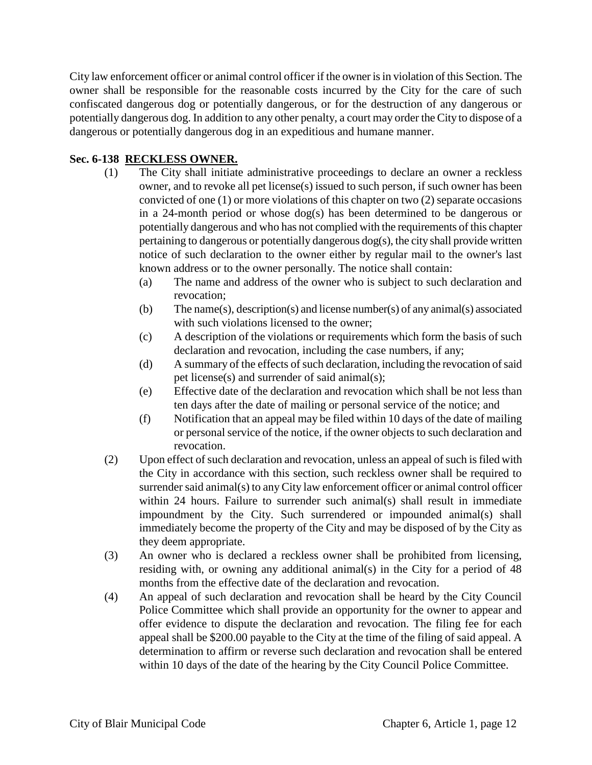City law enforcement officer or animal control officer if the owner is in violation of this Section. The owner shall be responsible for the reasonable costs incurred by the City for the care of such confiscated dangerous dog or potentially dangerous, or for the destruction of any dangerous or potentially dangerous dog. In addition to any other penalty, a court may order the City to dispose of a dangerous or potentially dangerous dog in an expeditious and humane manner.

**Sec. 6-138 RECKLESS OWNER.**

(1) The City shall initiate administrative proceedings to declare an owner a reckless owner, and to revoke all pet license(s) issued to such person, if such owner has been convicted of one (1) or more violations of this chapter on two (2) separate occasions in a 24-month period or whose dog(s) has been determined to be dangerous or potentially dangerous and who has not complied with the requirements of this chapter pertaining to dangerous or potentially dangerous dog(s), the city shall provide written notice of such declaration to the owner either by regular mail to the owner's last known address or to the owner personally. The notice shall contain:

  (a) The name and address of the owner who is subject to such declaration and revocation;

  (b) The name(s), description(s) and license number(s) of any animal(s) associated with such violations licensed to the owner;

  (c) A description of the violations or requirements which form the basis of such declaration and revocation, including the case numbers, if any;

  (d) A summary of the effects of such declaration, including the revocation of said pet license(s) and surrender of said animal(s);

  (e) Effective date of the declaration and revocation which shall be not less than ten days after the date of mailing or personal service of the notice; and

  (f) Notification that an appeal may be filed within 10 days of the date of mailing or personal service of the notice, if the owner objects to such declaration and revocation.

(2) Upon effect of such declaration and revocation, unless an appeal of such is filed with the City in accordance with this section, such reckless owner shall be required to surrender said animal(s) to any City law enforcement officer or animal control officer within 24 hours. Failure to surrender such animal(s) shall result in immediate impoundment by the City. Such surrendered or impounded animal(s) shall immediately become the property of the City and may be disposed of by the City as they deem appropriate.

(3) An owner who is declared a reckless owner shall be prohibited from licensing, residing with, or owning any additional animal(s) in the City for a period of 48 months from the effective date of the declaration and revocation.

(4) An appeal of such declaration and revocation shall be heard by the City Council Police Committee which shall provide an opportunity for the owner to appear and offer evidence to dispute the declaration and revocation. The filing fee for each appeal shall be $200.00 payable to the City at the time of the filing of said appeal. A determination to affirm or reverse such declaration and revocation shall be entered within 10 days of the date of the hearing by the City Council Police Committee.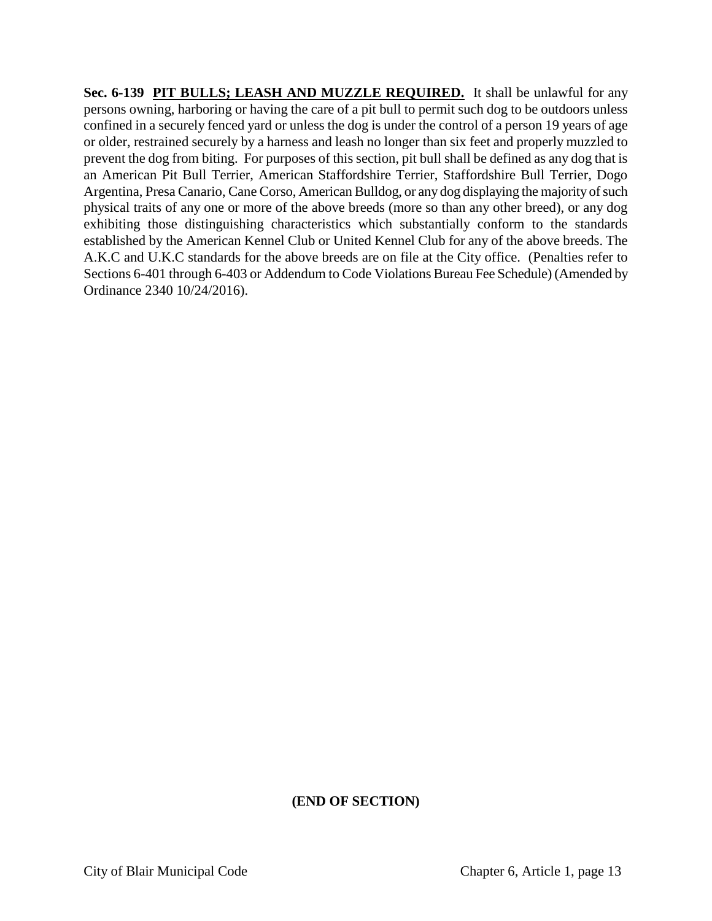**Sec. 6-139 PIT BULLS; LEASH AND MUZZLE REQUIRED.** It shall be unlawful for any persons owning, harboring or having the care of a pit bull to permit such dog to be outdoors unless confined in a securely fenced yard or unless the dog is under the control of a person 19 years of age or older, restrained securely by a harness and leash no longer than six feet and properly muzzled to prevent the dog from biting. For purposes of this section, pit bull shall be defined as any dog that is an American Pit Bull Terrier, American Staffordshire Terrier, Staffordshire Bull Terrier, Dogo Argentina, Presa Canario, Cane Corso, American Bulldog, or any dog displaying the majority of such physical traits of any one or more of the above breeds (more so than any other breed), or any dog exhibiting those distinguishing characteristics which substantially conform to the standards established by the American Kennel Club or United Kennel Club for any of the above breeds. The A.K.C and U.K.C standards for the above breeds are on file at the City office. (Penalties refer to Sections 6-401 through 6-403 or Addendum to Code Violations Bureau Fee Schedule) (Amended by Ordinance 2340 10/24/2016).

**(END OF SECTION)**